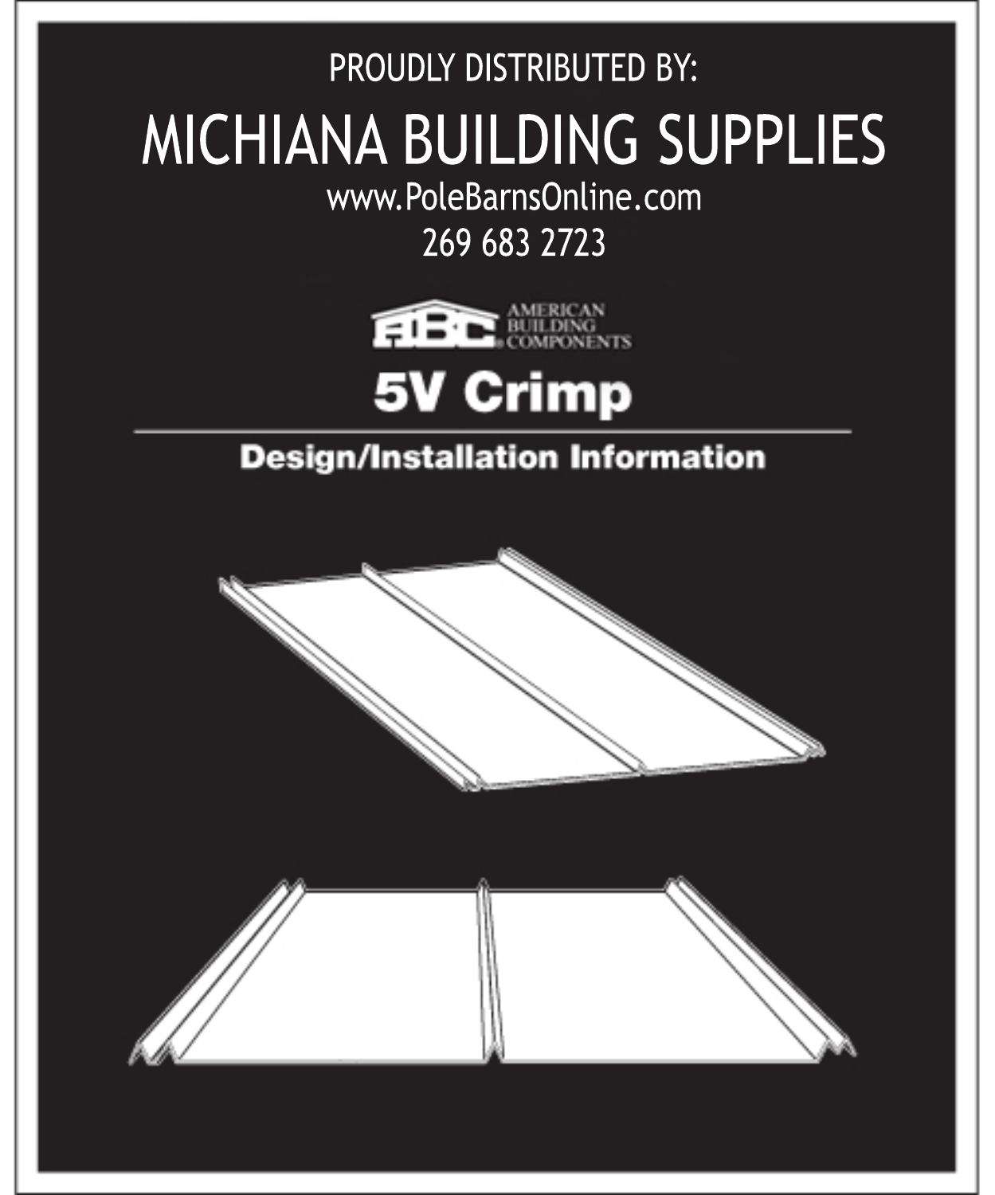PROUDLY DISTRIBUTED BY:

# MICHIANA BUILDING SUPPLIES

www.PoleBarnsOnline.com

269 683 2723

ABC AMERICAN BUILDING COMPONENTS

# 5V Crimp

## Design/Installation Information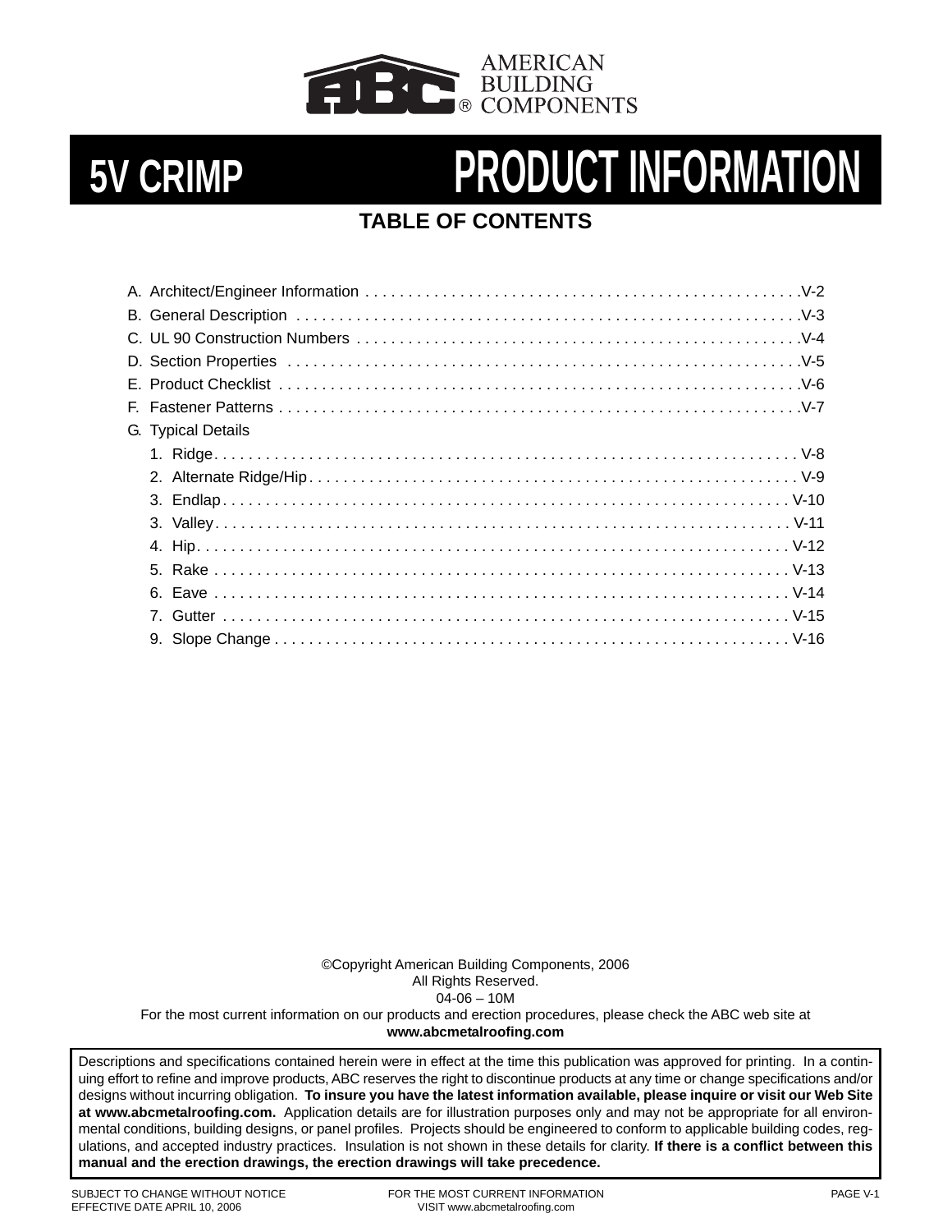AMERICAN BUILDING COMPONENTS

# 5V CRIMP PRODUCT INFORMATION

## TABLE OF CONTENTS

A. Architect/Engineer Information . . . . . . . . . . . . . . . . . . . . . . . . . . . . . . . . . . . . . . . . . . . . . . . . . .V-2
B. General Description . . . . . . . . . . . . . . . . . . . . . . . . . . . . . . . . . . . . . . . . . . . . . . . . . . . . . . . . . .V-3
C. UL 90 Construction Numbers . . . . . . . . . . . . . . . . . . . . . . . . . . . . . . . . . . . . . . . . . . . . . . . . . . .V-4
D. Section Properties . . . . . . . . . . . . . . . . . . . . . . . . . . . . . . . . . . . . . . . . . . . . . . . . . . . . . . . . . . .V-5
E. Product Checklist . . . . . . . . . . . . . . . . . . . . . . . . . . . . . . . . . . . . . . . . . . . . . . . . . . . . . . . . . . . .V-6
F. Fastener Patterns . . . . . . . . . . . . . . . . . . . . . . . . . . . . . . . . . . . . . . . . . . . . . . . . . . . . . . . . . . . .V-7
G. Typical Details
   1. Ridge. . . . . . . . . . . . . . . . . . . . . . . . . . . . . . . . . . . . . . . . . . . . . . . . . . . . . . . . . . . . . . . . . . . . V-8
   2. Alternate Ridge/Hip . . . . . . . . . . . . . . . . . . . . . . . . . . . . . . . . . . . . . . . . . . . . . . . . . . . . . . . . V-9
   3. Endlap . . . . . . . . . . . . . . . . . . . . . . . . . . . . . . . . . . . . . . . . . . . . . . . . . . . . . . . . . . . . . . . . . . V-10
   3. Valley . . . . . . . . . . . . . . . . . . . . . . . . . . . . . . . . . . . . . . . . . . . . . . . . . . . . . . . . . . . . . . . . . . V-11
   4. Hip. . . . . . . . . . . . . . . . . . . . . . . . . . . . . . . . . . . . . . . . . . . . . . . . . . . . . . . . . . . . . . . . . . . . . V-12
   5. Rake . . . . . . . . . . . . . . . . . . . . . . . . . . . . . . . . . . . . . . . . . . . . . . . . . . . . . . . . . . . . . . . . . . . V-13
   6. Eave . . . . . . . . . . . . . . . . . . . . . . . . . . . . . . . . . . . . . . . . . . . . . . . . . . . . . . . . . . . . . . . . . . . V-14
   7. Gutter . . . . . . . . . . . . . . . . . . . . . . . . . . . . . . . . . . . . . . . . . . . . . . . . . . . . . . . . . . . . . . . . . . V-15
   9. Slope Change . . . . . . . . . . . . . . . . . . . . . . . . . . . . . . . . . . . . . . . . . . . . . . . . . . . . . . . . . . . . V-16

©Copyright American Building Components, 2006
All Rights Reserved.
04-06 – 10M
For the most current information on our products and erection procedures, please check the ABC web site at
**www.abcmetalroofing.com**

Descriptions and specifications contained herein were in effect at the time this publication was approved for printing. In a continuing effort to refine and improve products, ABC reserves the right to discontinue products at any time or change specifications and/or designs without incurring obligation. **To insure you have the latest information available, please inquire or visit our Web Site at www.abcmetalroofing.com.** Application details are for illustration purposes only and may not be appropriate for all environmental conditions, building designs, or panel profiles. Projects should be engineered to conform to applicable building codes, regulations, and accepted industry practices. Insulation is not shown in these details for clarity. **If there is a conflict between this manual and the erection drawings, the erection drawings will take precedence.**

SUBJECT TO CHANGE WITHOUT NOTICE
EFFECTIVE DATE APRIL 10, 2006

FOR THE MOST CURRENT INFORMATION
VISIT www.abcmetalroofing.com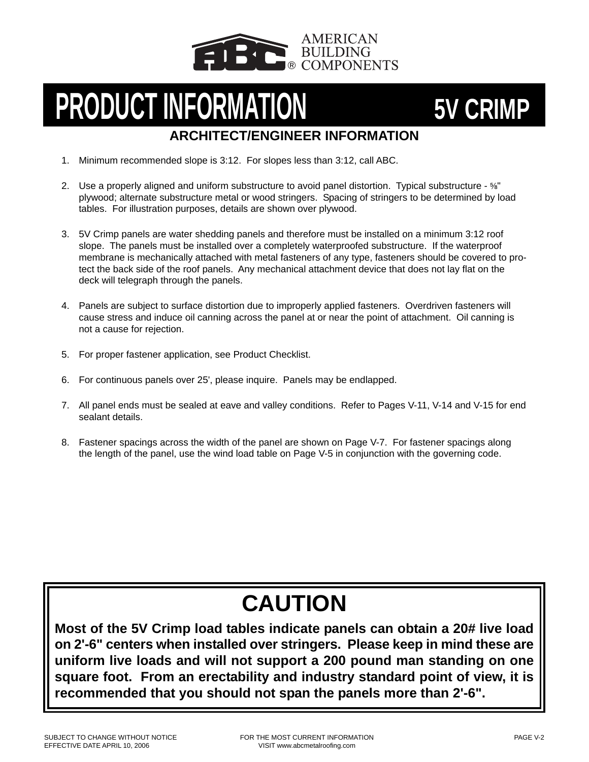AMERICAN BUILDING COMPONENTS

# PRODUCT INFORMATION — 5V CRIMP

## ARCHITECT/ENGINEER INFORMATION

1. Minimum recommended slope is 3:12. For slopes less than 3:12, call ABC.

2. Use a properly aligned and uniform substructure to avoid panel distortion. Typical substructure - ⅝" plywood; alternate substructure metal or wood stringers. Spacing of stringers to be determined by load tables. For illustration purposes, details are shown over plywood.

3. 5V Crimp panels are water shedding panels and therefore must be installed on a minimum 3:12 roof slope. The panels must be installed over a completely waterproofed substructure. If the waterproof membrane is mechanically attached with metal fasteners of any type, fasteners should be covered to protect the back side of the roof panels. Any mechanical attachment device that does not lay flat on the deck will telegraph through the panels.

4. Panels are subject to surface distortion due to improperly applied fasteners. Overdriven fasteners will cause stress and induce oil canning across the panel at or near the point of attachment. Oil canning is not a cause for rejection.

5. For proper fastener application, see Product Checklist.

6. For continuous panels over 25', please inquire. Panels may be endlapped.

7. All panel ends must be sealed at eave and valley conditions. Refer to Pages V-11, V-14 and V-15 for end sealant details.

8. Fastener spacings across the width of the panel are shown on Page V-7. For fastener spacings along the length of the panel, use the wind load table on Page V-5 in conjunction with the governing code.

## CAUTION

**Most of the 5V Crimp load tables indicate panels can obtain a 20# live load on 2'-6" centers when installed over stringers. Please keep in mind these are uniform live loads and will not support a 200 pound man standing on one square foot. From an erectability and industry standard point of view, it is recommended that you should not span the panels more than 2'-6".**

SUBJECT TO CHANGE WITHOUT NOTICE
EFFECTIVE DATE APRIL 10, 2006

FOR THE MOST CURRENT INFORMATION
VISIT www.abcmetalroofing.com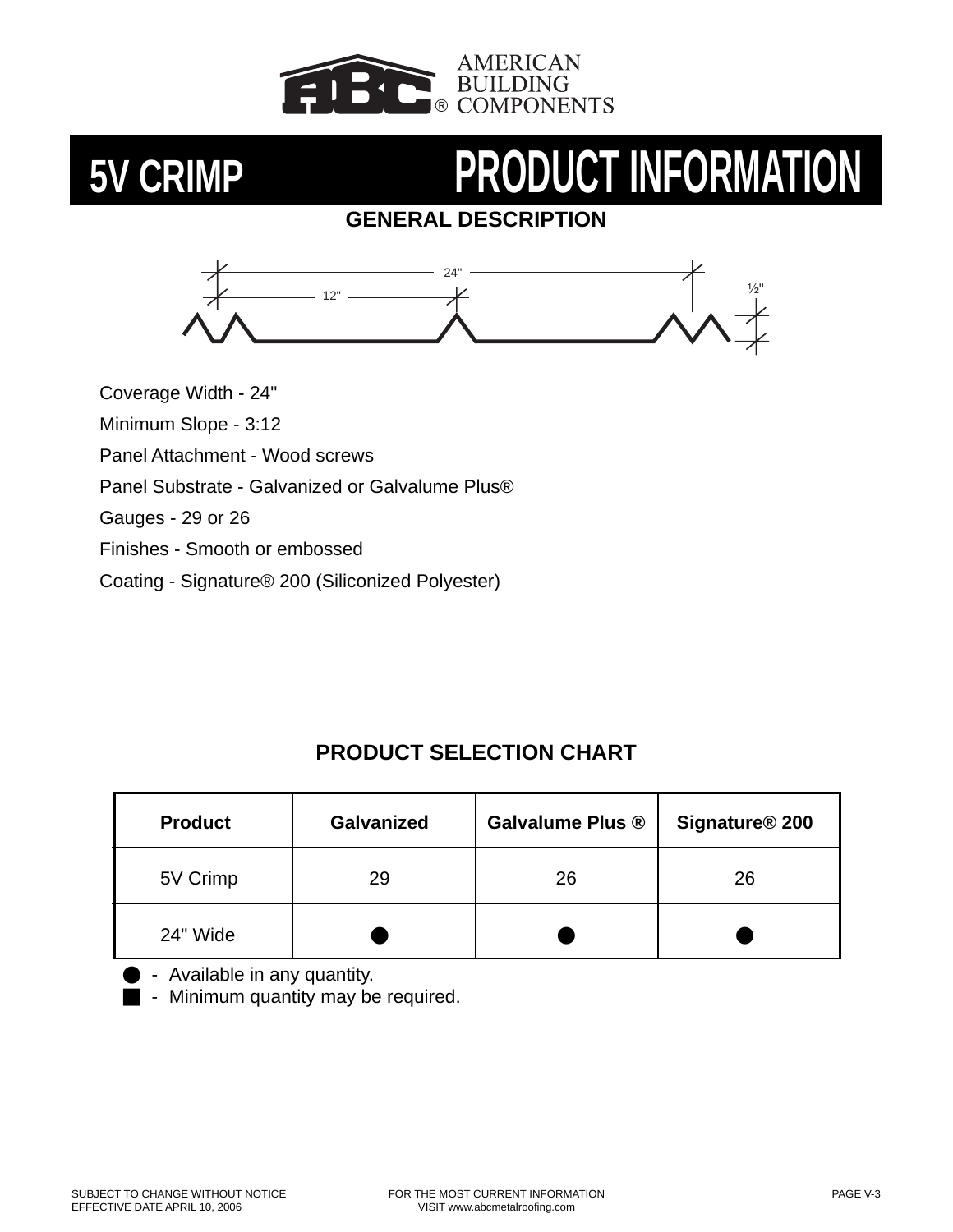# 5V CRIMP PRODUCT INFORMATION

## GENERAL DESCRIPTION

24"

12"

½"

Coverage Width - 24"

Minimum Slope - 3:12

Panel Attachment - Wood screws

Panel Substrate - Galvanized or Galvalume Plus®

Gauges - 29 or 26

Finishes - Smooth or embossed

Coating - Signature® 200 (Siliconized Polyester)

## PRODUCT SELECTION CHART

| Product | Galvanized | Galvalume Plus ® | Signature® 200 |
|---|---|---|---|
| 5V Crimp | 29 | 26 | 26 |
| 24" Wide | ● | ● | ● |

● - Available in any quantity.

■ - Minimum quantity may be required.

SUBJECT TO CHANGE WITHOUT NOTICE
EFFECTIVE DATE APRIL 10, 2006

FOR THE MOST CURRENT INFORMATION
VISIT www.abcmetalroofing.com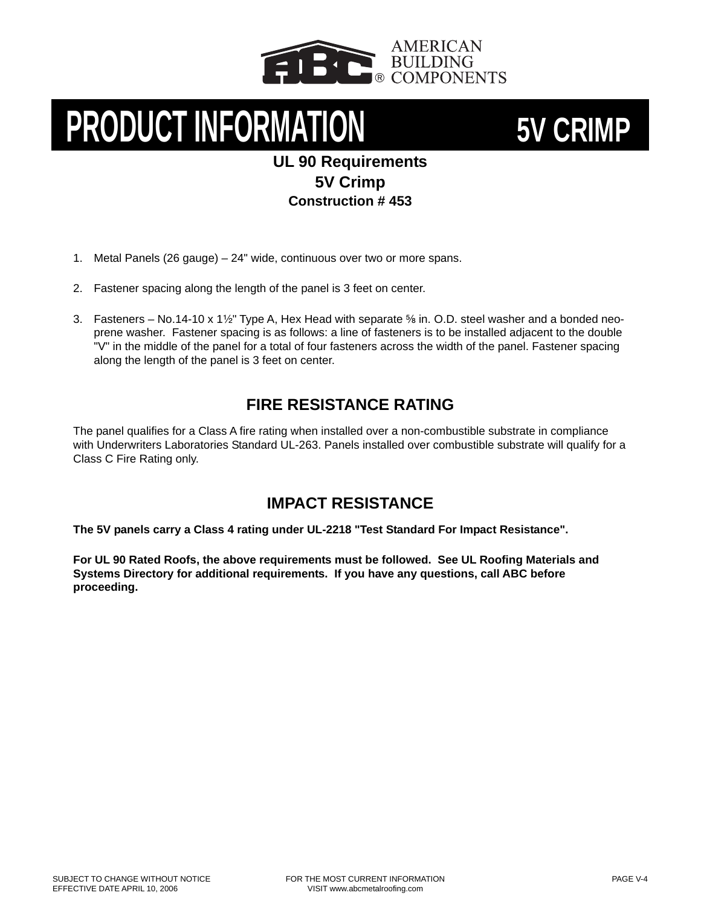AMERICAN BUILDING COMPONENTS

# PRODUCT INFORMATION 5V CRIMP

## UL 90 Requirements
## 5V Crimp
### Construction # 453

1. Metal Panels (26 gauge) – 24" wide, continuous over two or more spans.

2. Fastener spacing along the length of the panel is 3 feet on center.

3. Fasteners – No.14-10 x 1½" Type A, Hex Head with separate ⅝ in. O.D. steel washer and a bonded neoprene washer. Fastener spacing is as follows: a line of fasteners is to be installed adjacent to the double "V" in the middle of the panel for a total of four fasteners across the width of the panel. Fastener spacing along the length of the panel is 3 feet on center.

## FIRE RESISTANCE RATING

The panel qualifies for a Class A fire rating when installed over a non-combustible substrate in compliance with Underwriters Laboratories Standard UL-263. Panels installed over combustible substrate will qualify for a Class C Fire Rating only.

## IMPACT RESISTANCE

**The 5V panels carry a Class 4 rating under UL-2218 "Test Standard For Impact Resistance".**

**For UL 90 Rated Roofs, the above requirements must be followed. See UL Roofing Materials and Systems Directory for additional requirements. If you have any questions, call ABC before proceeding.**

SUBJECT TO CHANGE WITHOUT NOTICE
EFFECTIVE DATE APRIL 10, 2006

FOR THE MOST CURRENT INFORMATION
VISIT www.abcmetalroofing.com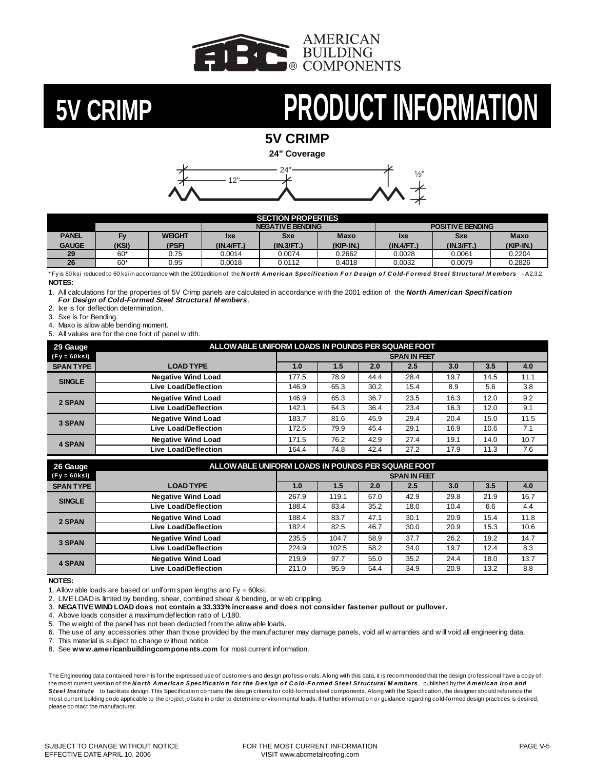AMERICAN BUILDING COMPONENTS®

# 5V CRIMP PRODUCT INFORMATION

## 5V CRIMP

**24" Coverage**

24"
12"
½"

| SECTION PROPERTIES | | | | | | | | |
|---|---|---|---|---|---|---|---|---|
| | | | NEGATIVE BENDING | | | POSITIVE BENDING | | |
| PANEL GAUGE | Fy (KSI) | WEIGHT (PSF) | Ixe (IN.4/FT.) | Sxe (IN.3/FT.) | Maxo (KIP-IN.) | Ixe (IN.4/FT.) | Sxe (IN.3/FT.) | Maxo (KIP-IN.) |
| 29 | 60* | 0.75 | 0.0014 | 0.0074 | 0.2662 | 0.0028 | 0.0061 | 0.2204 |
| 26 | 60* | 0.95 | 0.0018 | 0.0112 | 0.4018 | 0.0032 | 0.0079 | 0.2826 |

* Fy is 80 ksi reduced to 60 ksi in accordance with the 2001edition of the ***North American Specification For Design of Cold-Formed Steel Structural Members*** - A2.3.2.

**NOTES:**

1. All calculations for the properties of 5V Crimp panels are calculated in accordance with the 2001 edition of the ***North American Specification For Design of Cold-Formed Steel Structural Members***.
2. Ixe is for deflection determination.
3. Sxe is for Bending.
4. Maxo is allowable bending moment.
5. All values are for the one foot of panel width.

| 29 Gauge (Fy = 60ksi) | ALLOWABLE UNIFORM LOADS IN POUNDS PER SQUARE FOOT | | | | | | | |
|---|---|---|---|---|---|---|---|---|
| | | SPAN IN FEET | | | | | | |
| SPAN TYPE | LOAD TYPE | 1.0 | 1.5 | 2.0 | 2.5 | 3.0 | 3.5 | 4.0 |
| SINGLE | Negative Wind Load | 177.5 | 78.9 | 44.4 | 28.4 | 19.7 | 14.5 | 11.1 |
| | Live Load/Deflection | 146.9 | 65.3 | 30.2 | 15.4 | 8.9 | 5.6 | 3.8 |
| 2 SPAN | Negative Wind Load | 146.9 | 65.3 | 36.7 | 23.5 | 16.3 | 12.0 | 9.2 |
| | Live Load/Deflection | 142.1 | 64.3 | 36.4 | 23.4 | 16.3 | 12.0 | 9.1 |
| 3 SPAN | Negative Wind Load | 183.7 | 81.6 | 45.9 | 29.4 | 20.4 | 15.0 | 11.5 |
| | Live Load/Deflection | 172.5 | 79.9 | 45.4 | 29.1 | 16.9 | 10.6 | 7.1 |
| 4 SPAN | Negative Wind Load | 171.5 | 76.2 | 42.9 | 27.4 | 19.1 | 14.0 | 10.7 |
| | Live Load/Deflection | 164.4 | 74.8 | 42.4 | 27.2 | 17.9 | 11.3 | 7.6 |

| 26 Gauge (Fy = 60ksi) | ALLOWABLE UNIFORM LOADS IN POUNDS PER SQUARE FOOT | | | | | | | |
|---|---|---|---|---|---|---|---|---|
| | | SPAN IN FEET | | | | | | |
| SPAN TYPE | LOAD TYPE | 1.0 | 1.5 | 2.0 | 2.5 | 3.0 | 3.5 | 4.0 |
| SINGLE | Negative Wind Load | 267.9 | 119.1 | 67.0 | 42.9 | 29.8 | 21.9 | 16.7 |
| | Live Load/Deflection | 188.4 | 83.4 | 35.2 | 18.0 | 10.4 | 6.6 | 4.4 |
| 2 SPAN | Negative Wind Load | 188.4 | 83.7 | 47.1 | 30.1 | 20.9 | 15.4 | 11.8 |
| | Live Load/Deflection | 182.4 | 82.5 | 46.7 | 30.0 | 20.9 | 15.3 | 10.6 |
| 3 SPAN | Negative Wind Load | 235.5 | 104.7 | 58.9 | 37.7 | 26.2 | 19.2 | 14.7 |
| | Live Load/Deflection | 224.9 | 102.5 | 58.2 | 34.0 | 19.7 | 12.4 | 8.3 |
| 4 SPAN | Negative Wind Load | 219.9 | 97.7 | 55.0 | 35.2 | 24.4 | 18.0 | 13.7 |
| | Live Load/Deflection | 211.0 | 95.9 | 54.4 | 34.9 | 20.9 | 13.2 | 8.8 |

**NOTES:**

1. Allowable loads are based on uniform span lengths and Fy = 60ksi.
2. LIVE LOAD is limited by bending, shear, combined shear & bending, or web crippling.
3. **NEGATIVE WIND LOAD does not contain a 33.333% increase and does not consider fastener pullout or pullover.**
4. Above loads consider a maximum deflection ratio of L/180.
5. The weight of the panel has not been deducted from the allowable loads.
6. The use of any accessories other than those provided by the manufacturer may damage panels, void all warranties and will void all engineering data.
7. This material is subject to change without notice.
8. See **www.americanbuildingcomponents.com** for most current information.

The Engineering data contained herein is for the expressed use of customers and design professionals. Along with this data, it is recommended that the design professional have a copy of the most current version of the ***North American Specification for the Design of Cold-Formed Steel Structural Members*** published by the ***American Iron and Steel Institute*** to facilitate design. This Specification contains the design criteria for cold-formed steel components. Along with the Specification, the designer should reference the most current building code applicable to the project jobsite in order to determine environmental loads. If further information or guidance regarding cold-formed design practices is desired, please contact the manufacturer.

SUBJECT TO CHANGE WITHOUT NOTICE
EFFECTIVE DATE APRIL 10, 2006

FOR THE MOST CURRENT INFORMATION
VISIT www.abcmetalroofing.com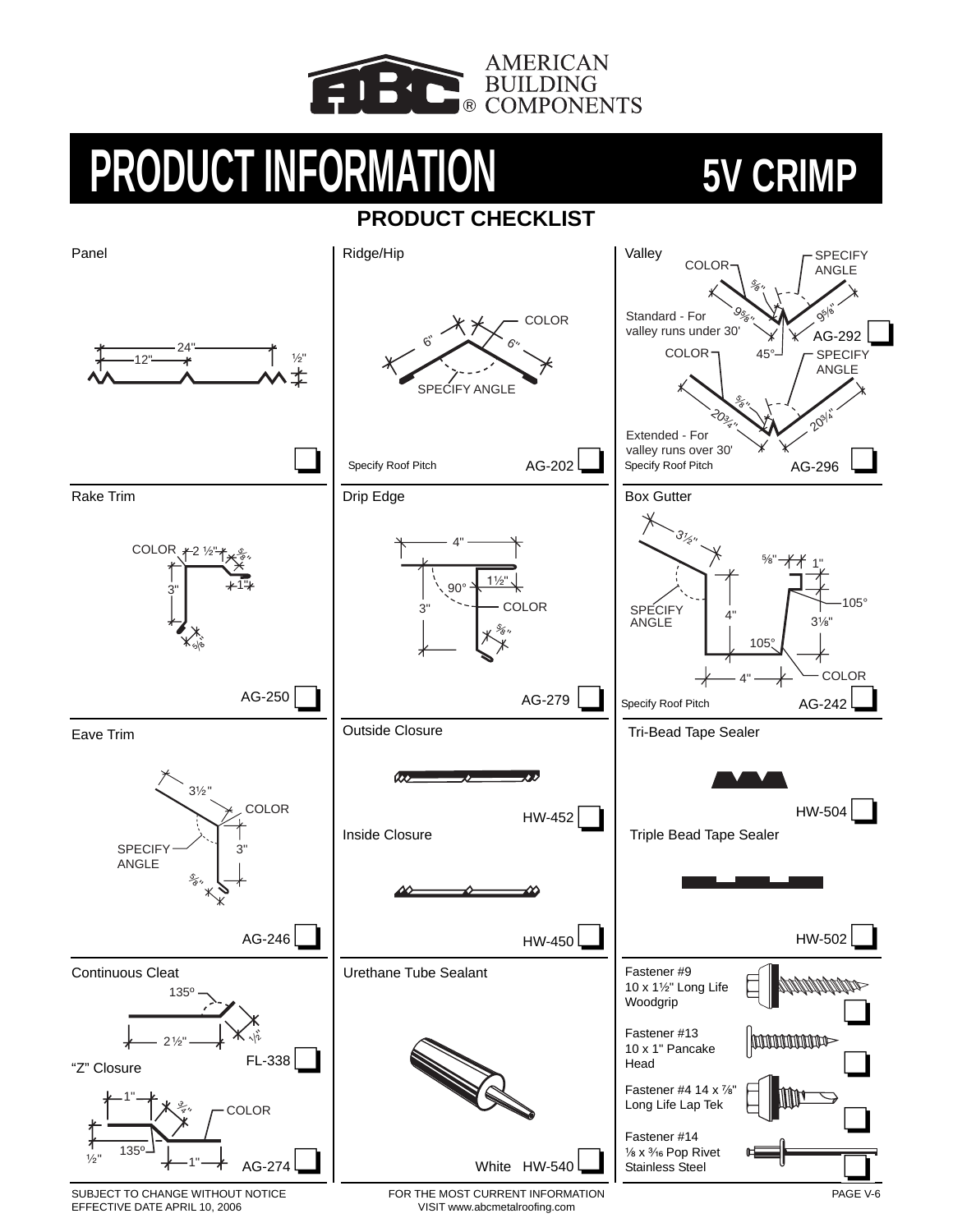# PRODUCT INFORMATION — 5V CRIMP

## PRODUCT CHECKLIST

**Panel**

24" — 12" — ½"

**Ridge/Hip**

6" 6" COLOR
SPECIFY ANGLE

Specify Roof Pitch — AG-202

**Valley**

COLOR — SPECIFY ANGLE — ⅝" — 9⅝" — 9⅝"

Standard - For valley runs under 30' — AG-292

COLOR — 45° — SPECIFY ANGLE — ⅝" — 20¾" — 20¾"

Extended - For valley runs over 30'

Specify Roof Pitch — AG-296

**Rake Trim**

COLOR — 2 ½" — ⅝" — 1" — 3" — ⅝"

AG-250

**Drip Edge**

4" — 1½" — 90° — 3" — COLOR — ⅝"

AG-279

**Box Gutter**

3½" — ⅝" — 1" — SPECIFY ANGLE — 4" — 105° — 3⅛" — 105° — 4" — COLOR

Specify Roof Pitch — AG-242

**Eave Trim**

3½" — COLOR — SPECIFY ANGLE — 3" — ⅝"

AG-246

**Outside Closure**

HW-452

**Inside Closure**

HW-450

**Tri-Bead Tape Sealer**

HW-504

**Triple Bead Tape Sealer**

HW-502

**Continuous Cleat**

135º — 2½" — ½"

FL-338

**"Z" Closure**

1" — ¾" — COLOR — 135º — ½" — 1"

AG-274

**Urethane Tube Sealant**

White HW-540

**Fastener #9**
10 x 1½" Long Life Woodgrip

**Fastener #13**
10 x 1" Pancake Head

**Fastener #4** 14 x ⅞" Long Life Lap Tek

**Fastener #14**
⅛ x ³⁄₁₆ Pop Rivet Stainless Steel

SUBJECT TO CHANGE WITHOUT NOTICE
EFFECTIVE DATE APRIL 10, 2006

FOR THE MOST CURRENT INFORMATION VISIT www.abcmetalroofing.com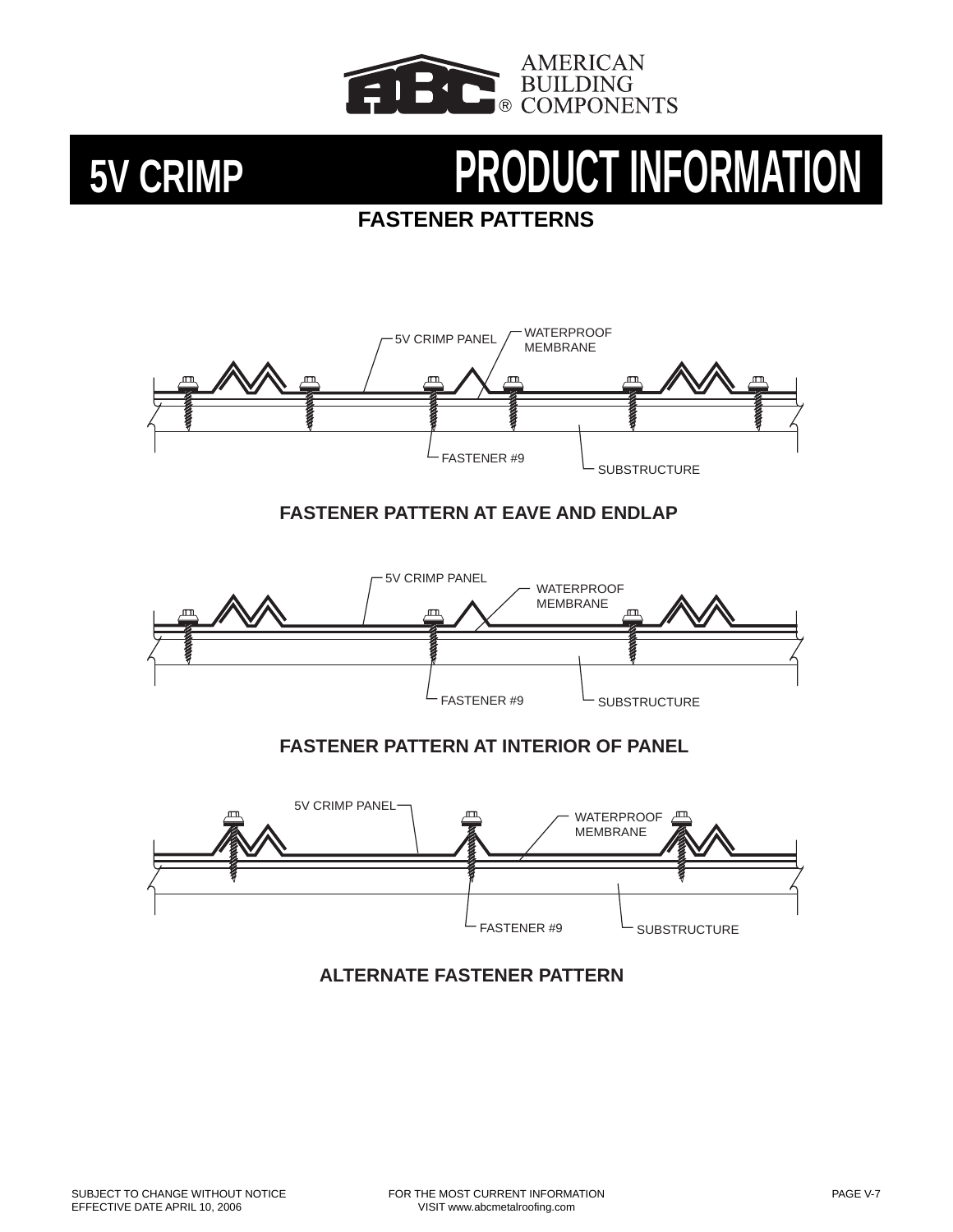AMERICAN BUILDING COMPONENTS

# 5V CRIMP PRODUCT INFORMATION

## FASTENER PATTERNS

5V CRIMP PANEL
WATERPROOF MEMBRANE
FASTENER #9
SUBSTRUCTURE

**FASTENER PATTERN AT EAVE AND ENDLAP**

5V CRIMP PANEL
WATERPROOF MEMBRANE
FASTENER #9
SUBSTRUCTURE

**FASTENER PATTERN AT INTERIOR OF PANEL**

5V CRIMP PANEL
WATERPROOF MEMBRANE
FASTENER #9
SUBSTRUCTURE

**ALTERNATE FASTENER PATTERN**

SUBJECT TO CHANGE WITHOUT NOTICE
EFFECTIVE DATE APRIL 10, 2006

FOR THE MOST CURRENT INFORMATION
VISIT www.abcmetalroofing.com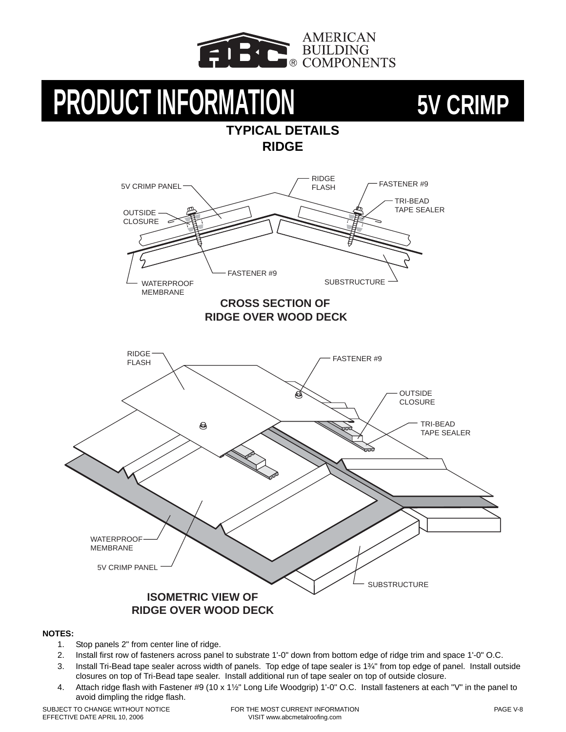AMERICAN BUILDING COMPONENTS

# PRODUCT INFORMATION 5V CRIMP

## TYPICAL DETAILS
## RIDGE

RIDGE FLASH
5V CRIMP PANEL
FASTENER #9
TRI-BEAD TAPE SEALER
OUTSIDE CLOSURE
FASTENER #9
SUBSTRUCTURE
WATERPROOF MEMBRANE

**CROSS SECTION OF RIDGE OVER WOOD DECK**

RIDGE FLASH
FASTENER #9
OUTSIDE CLOSURE
TRI-BEAD TAPE SEALER
WATERPROOF MEMBRANE
5V CRIMP PANEL
SUBSTRUCTURE

**ISOMETRIC VIEW OF RIDGE OVER WOOD DECK**

**NOTES:**

1. Stop panels 2" from center line of ridge.
2. Install first row of fasteners across panel to substrate 1'-0" down from bottom edge of ridge trim and space 1'-0" O.C.
3. Install Tri-Bead tape sealer across width of panels. Top edge of tape sealer is 1¾" from top edge of panel. Install outside closures on top of Tri-Bead tape sealer. Install additional run of tape sealer on top of outside closure.
4. Attach ridge flash with Fastener #9 (10 x 1½" Long Life Woodgrip) 1'-0" O.C. Install fasteners at each "V" in the panel to avoid dimpling the ridge flash.

SUBJECT TO CHANGE WITHOUT NOTICE
EFFECTIVE DATE APRIL 10, 2006

FOR THE MOST CURRENT INFORMATION
VISIT www.abcmetalroofing.com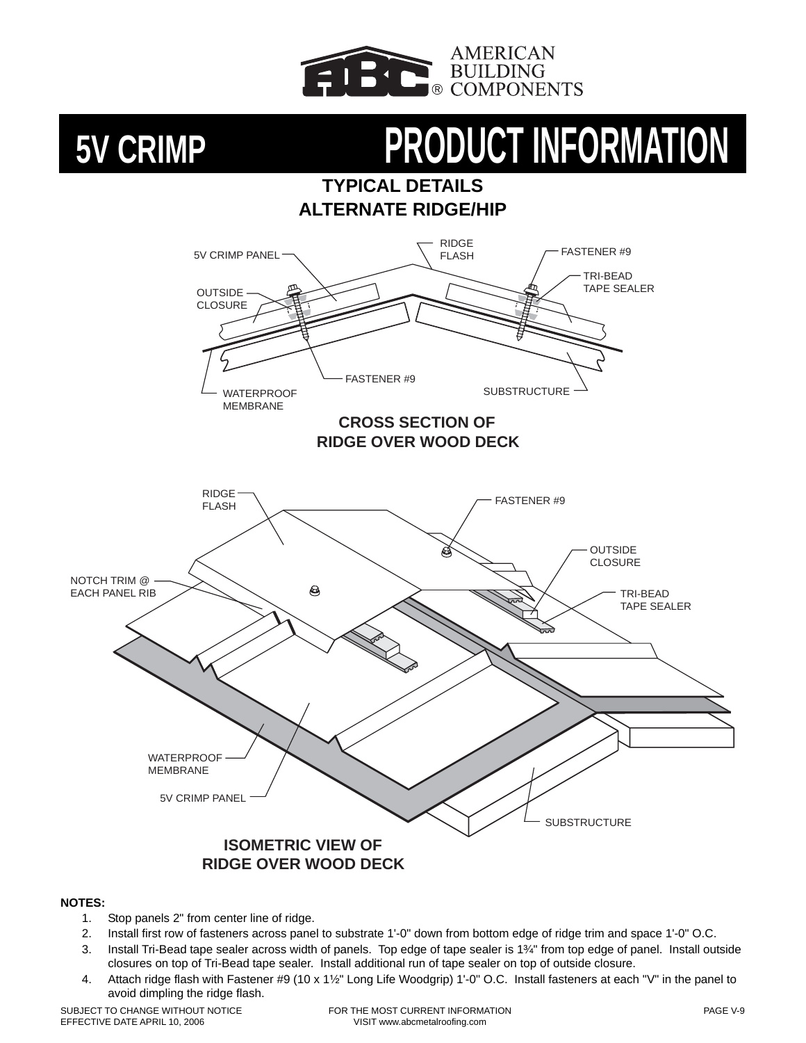# 5V CRIMP PRODUCT INFORMATION

## TYPICAL DETAILS
## ALTERNATE RIDGE/HIP

RIDGE FLASH
FASTENER #9
5V CRIMP PANEL
TRI-BEAD TAPE SEALER
OUTSIDE CLOSURE
FASTENER #9
SUBSTRUCTURE
WATERPROOF MEMBRANE

**CROSS SECTION OF RIDGE OVER WOOD DECK**

RIDGE FLASH
FASTENER #9
OUTSIDE CLOSURE
NOTCH TRIM @ EACH PANEL RIB
TRI-BEAD TAPE SEALER
WATERPROOF MEMBRANE
5V CRIMP PANEL
SUBSTRUCTURE

**ISOMETRIC VIEW OF RIDGE OVER WOOD DECK**

**NOTES:**

1. Stop panels 2" from center line of ridge.
2. Install first row of fasteners across panel to substrate 1'-0" down from bottom edge of ridge trim and space 1'-0" O.C.
3. Install Tri-Bead tape sealer across width of panels. Top edge of tape sealer is 1¾" from top edge of panel. Install outside closures on top of Tri-Bead tape sealer. Install additional run of tape sealer on top of outside closure.
4. Attach ridge flash with Fastener #9 (10 x 1½" Long Life Woodgrip) 1'-0" O.C. Install fasteners at each "V" in the panel to avoid dimpling the ridge flash.

SUBJECT TO CHANGE WITHOUT NOTICE
EFFECTIVE DATE APRIL 10, 2006

FOR THE MOST CURRENT INFORMATION
VISIT www.abcmetalroofing.com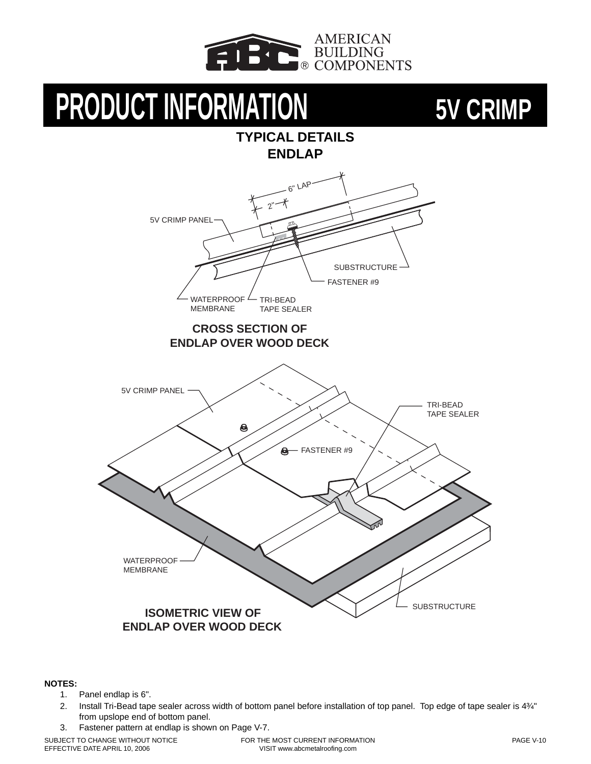# PRODUCT INFORMATION 5V CRIMP

## TYPICAL DETAILS ENDLAP

6" LAP

2"

5V CRIMP PANEL

SUBSTRUCTURE

FASTENER #9

WATERPROOF MEMBRANE

TRI-BEAD TAPE SEALER

**CROSS SECTION OF ENDLAP OVER WOOD DECK**

5V CRIMP PANEL

TRI-BEAD TAPE SEALER

FASTENER #9

WATERPROOF MEMBRANE

SUBSTRUCTURE

**ISOMETRIC VIEW OF ENDLAP OVER WOOD DECK**

**NOTES:**

1. Panel endlap is 6".
2. Install Tri-Bead tape sealer across width of bottom panel before installation of top panel. Top edge of tape sealer is 4¾" from upslope end of bottom panel.
3. Fastener pattern at endlap is shown on Page V-7.

SUBJECT TO CHANGE WITHOUT NOTICE
EFFECTIVE DATE APRIL 10, 2006

FOR THE MOST CURRENT INFORMATION
VISIT www.abcmetalroofing.com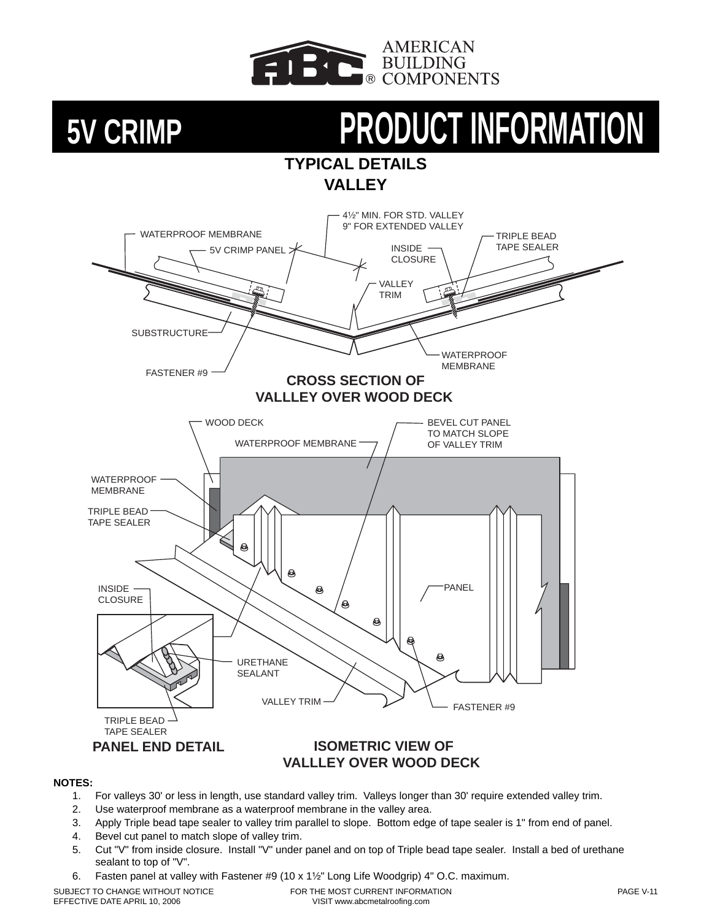# 5V CRIMP PRODUCT INFORMATION

## TYPICAL DETAILS
## VALLEY

WATERPROOF MEMBRANE

5V CRIMP PANEL

4½" MIN. FOR STD. VALLEY
9" FOR EXTENDED VALLEY

INSIDE CLOSURE

TRIPLE BEAD TAPE SEALER

VALLEY TRIM

SUBSTRUCTURE

WATERPROOF MEMBRANE

FASTENER #9

**CROSS SECTION OF VALLLEY OVER WOOD DECK**

WOOD DECK

WATERPROOF MEMBRANE

BEVEL CUT PANEL TO MATCH SLOPE OF VALLEY TRIM

WATERPROOF MEMBRANE

TRIPLE BEAD TAPE SEALER

INSIDE CLOSURE

PANEL

URETHANE SEALANT

VALLEY TRIM

FASTENER #9

TRIPLE BEAD TAPE SEALER

**PANEL END DETAIL**

**ISOMETRIC VIEW OF VALLLEY OVER WOOD DECK**

**NOTES:**

1. For valleys 30' or less in length, use standard valley trim. Valleys longer than 30' require extended valley trim.
2. Use waterproof membrane as a waterproof membrane in the valley area.
3. Apply Triple bead tape sealer to valley trim parallel to slope. Bottom edge of tape sealer is 1" from end of panel.
4. Bevel cut panel to match slope of valley trim.
5. Cut "V" from inside closure. Install "V" under panel and on top of Triple bead tape sealer. Install a bed of urethane sealant to top of "V".
6. Fasten panel at valley with Fastener #9 (10 x 1½" Long Life Woodgrip) 4" O.C. maximum.

SUBJECT TO CHANGE WITHOUT NOTICE
EFFECTIVE DATE APRIL 10, 2006

FOR THE MOST CURRENT INFORMATION
VISIT www.abcmetalroofing.com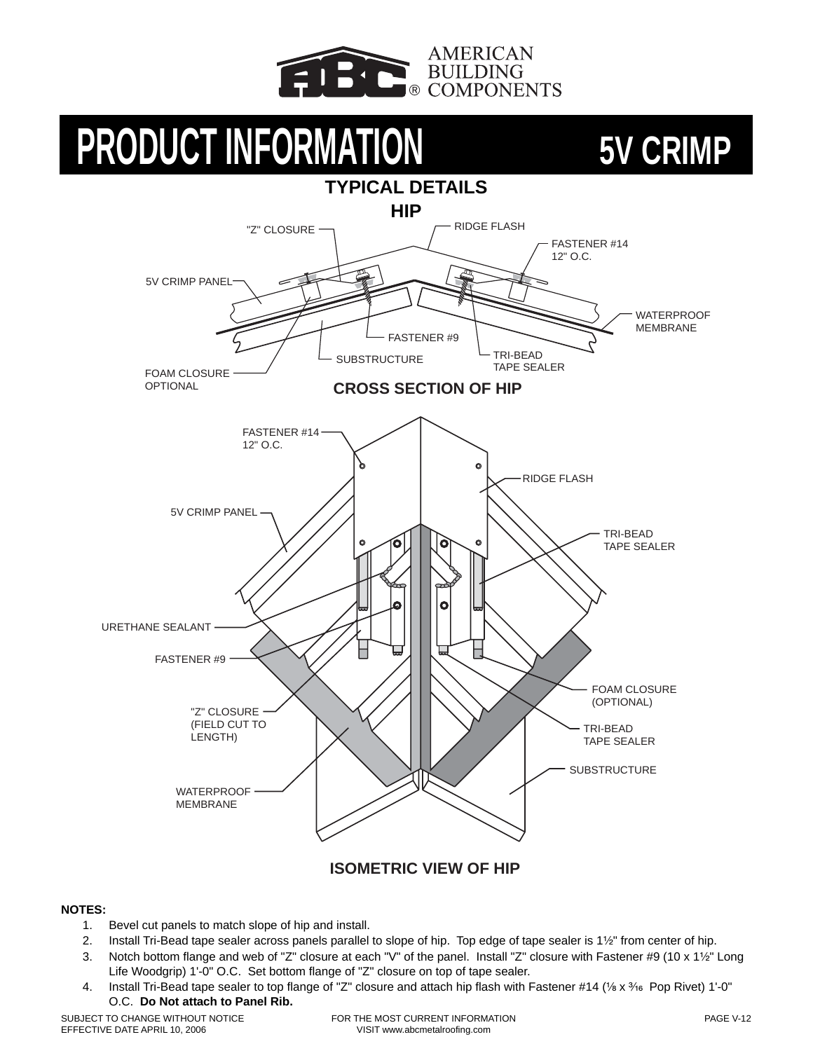# PRODUCT INFORMATION 5V CRIMP

## TYPICAL DETAILS

### HIP

"Z" CLOSURE

RIDGE FLASH

FASTENER #14
12" O.C.

5V CRIMP PANEL

WATERPROOF
MEMBRANE

FASTENER #9

TRI-BEAD
TAPE SEALER

SUBSTRUCTURE

FOAM CLOSURE
OPTIONAL

**CROSS SECTION OF HIP**

FASTENER #14
12" O.C.

RIDGE FLASH

5V CRIMP PANEL

TRI-BEAD
TAPE SEALER

URETHANE SEALANT

FASTENER #9

FOAM CLOSURE
(OPTIONAL)

"Z" CLOSURE
(FIELD CUT TO
LENGTH)

TRI-BEAD
TAPE SEALER

SUBSTRUCTURE

WATERPROOF
MEMBRANE

**ISOMETRIC VIEW OF HIP**

**NOTES:**

1. Bevel cut panels to match slope of hip and install.
2. Install Tri-Bead tape sealer across panels parallel to slope of hip. Top edge of tape sealer is 1½" from center of hip.
3. Notch bottom flange and web of "Z" closure at each "V" of the panel. Install "Z" closure with Fastener #9 (10 x 1½" Long Life Woodgrip) 1'-0" O.C. Set bottom flange of "Z" closure on top of tape sealer.
4. Install Tri-Bead tape sealer to top flange of "Z" closure and attach hip flash with Fastener #14 (⅛ x 3⁄16 Pop Rivet) 1'-0" O.C. **Do Not attach to Panel Rib.**

SUBJECT TO CHANGE WITHOUT NOTICE
EFFECTIVE DATE APRIL 10, 2006

FOR THE MOST CURRENT INFORMATION
VISIT www.abcmetalroofing.com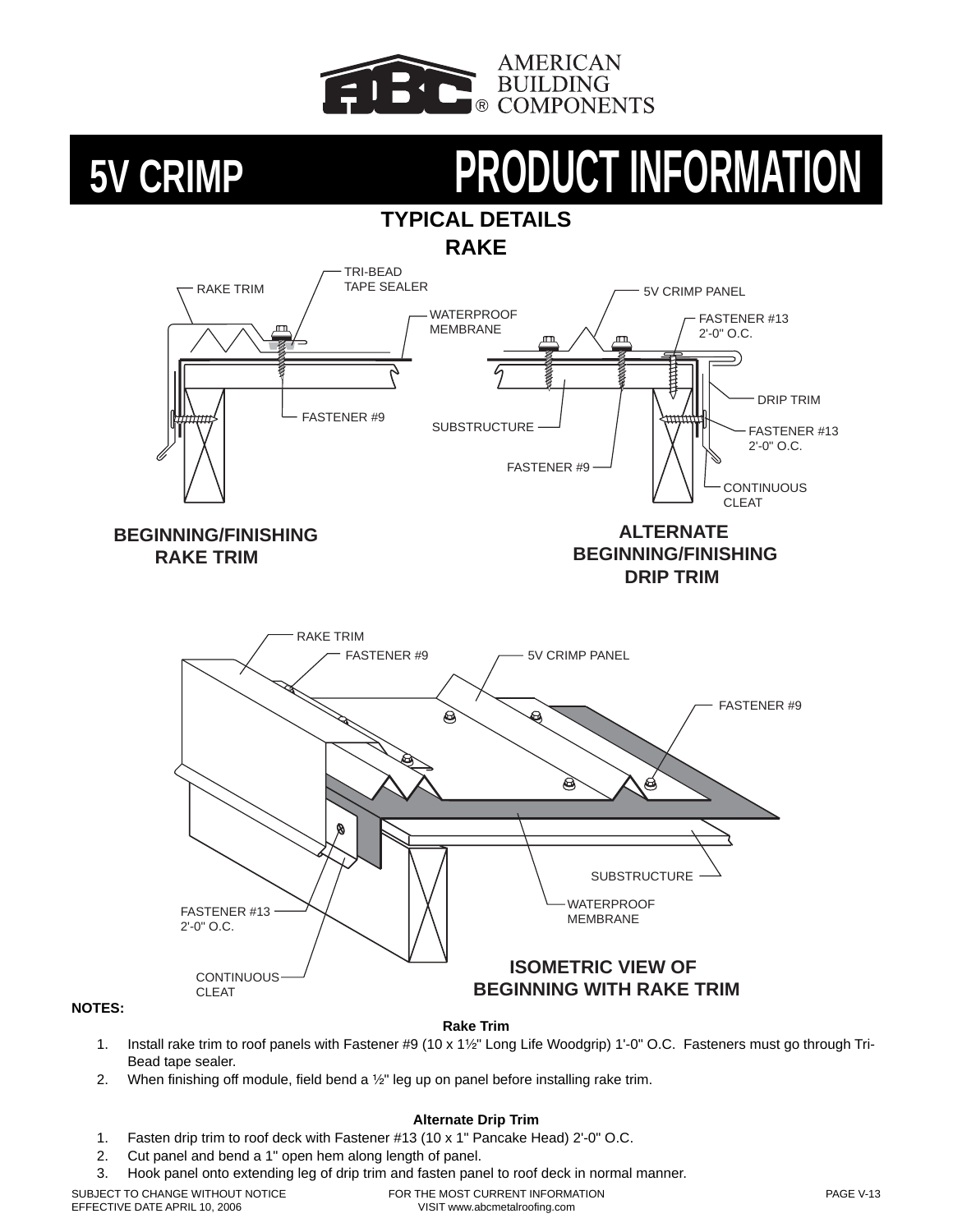# 5V CRIMP PRODUCT INFORMATION

## TYPICAL DETAILS

### RAKE

RAKE TRIM

TRI-BEAD TAPE SEALER

WATERPROOF MEMBRANE

FASTENER #9

5V CRIMP PANEL

FASTENER #13 2'-0" O.C.

DRIP TRIM

SUBSTRUCTURE

FASTENER #13 2'-0" O.C.

FASTENER #9

CONTINUOUS CLEAT

**BEGINNING/FINISHING RAKE TRIM**

**ALTERNATE BEGINNING/FINISHING DRIP TRIM**

RAKE TRIM

FASTENER #9

5V CRIMP PANEL

FASTENER #9

SUBSTRUCTURE

WATERPROOF MEMBRANE

FASTENER #13 2'-0" O.C.

CONTINUOUS CLEAT

**ISOMETRIC VIEW OF BEGINNING WITH RAKE TRIM**

**NOTES:**

**Rake Trim**

1. Install rake trim to roof panels with Fastener #9 (10 x 1½" Long Life Woodgrip) 1'-0" O.C. Fasteners must go through Tri-Bead tape sealer.
2. When finishing off module, field bend a ½" leg up on panel before installing rake trim.

**Alternate Drip Trim**

1. Fasten drip trim to roof deck with Fastener #13 (10 x 1" Pancake Head) 2'-0" O.C.
2. Cut panel and bend a 1" open hem along length of panel.
3. Hook panel onto extending leg of drip trim and fasten panel to roof deck in normal manner.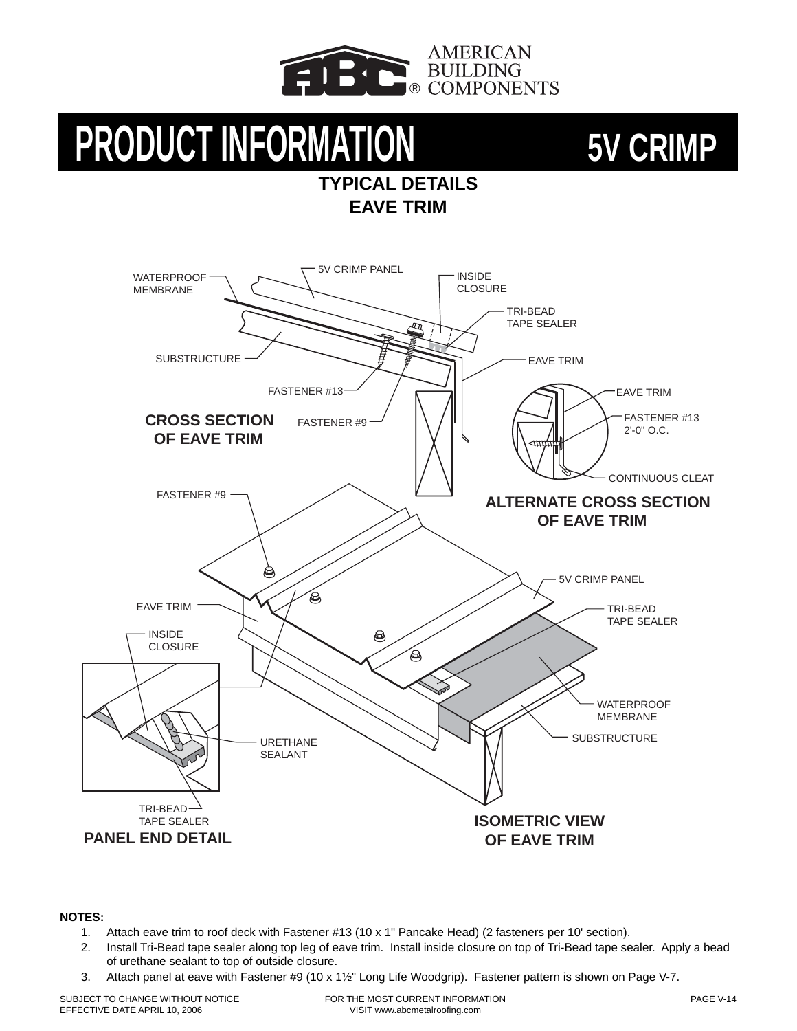# PRODUCT INFORMATION 5V CRIMP

## TYPICAL DETAILS
## EAVE TRIM

WATERPROOF MEMBRANE

5V CRIMP PANEL

INSIDE CLOSURE

TRI-BEAD TAPE SEALER

SUBSTRUCTURE

EAVE TRIM

FASTENER #13

FASTENER #9

**CROSS SECTION OF EAVE TRIM**

EAVE TRIM

FASTENER #13 2'-0" O.C.

CONTINUOUS CLEAT

**ALTERNATE CROSS SECTION OF EAVE TRIM**

FASTENER #9

5V CRIMP PANEL

EAVE TRIM

TRI-BEAD TAPE SEALER

INSIDE CLOSURE

WATERPROOF MEMBRANE

SUBSTRUCTURE

URETHANE SEALANT

TRI-BEAD TAPE SEALER

**PANEL END DETAIL**

**ISOMETRIC VIEW OF EAVE TRIM**

**NOTES:**

1. Attach eave trim to roof deck with Fastener #13 (10 x 1" Pancake Head) (2 fasteners per 10' section).
2. Install Tri-Bead tape sealer along top leg of eave trim. Install inside closure on top of Tri-Bead tape sealer. Apply a bead of urethane sealant to top of outside closure.
3. Attach panel at eave with Fastener #9 (10 x 1½" Long Life Woodgrip). Fastener pattern is shown on Page V-7.

SUBJECT TO CHANGE WITHOUT NOTICE
EFFECTIVE DATE APRIL 10, 2006

FOR THE MOST CURRENT INFORMATION
VISIT www.abcmetalroofing.com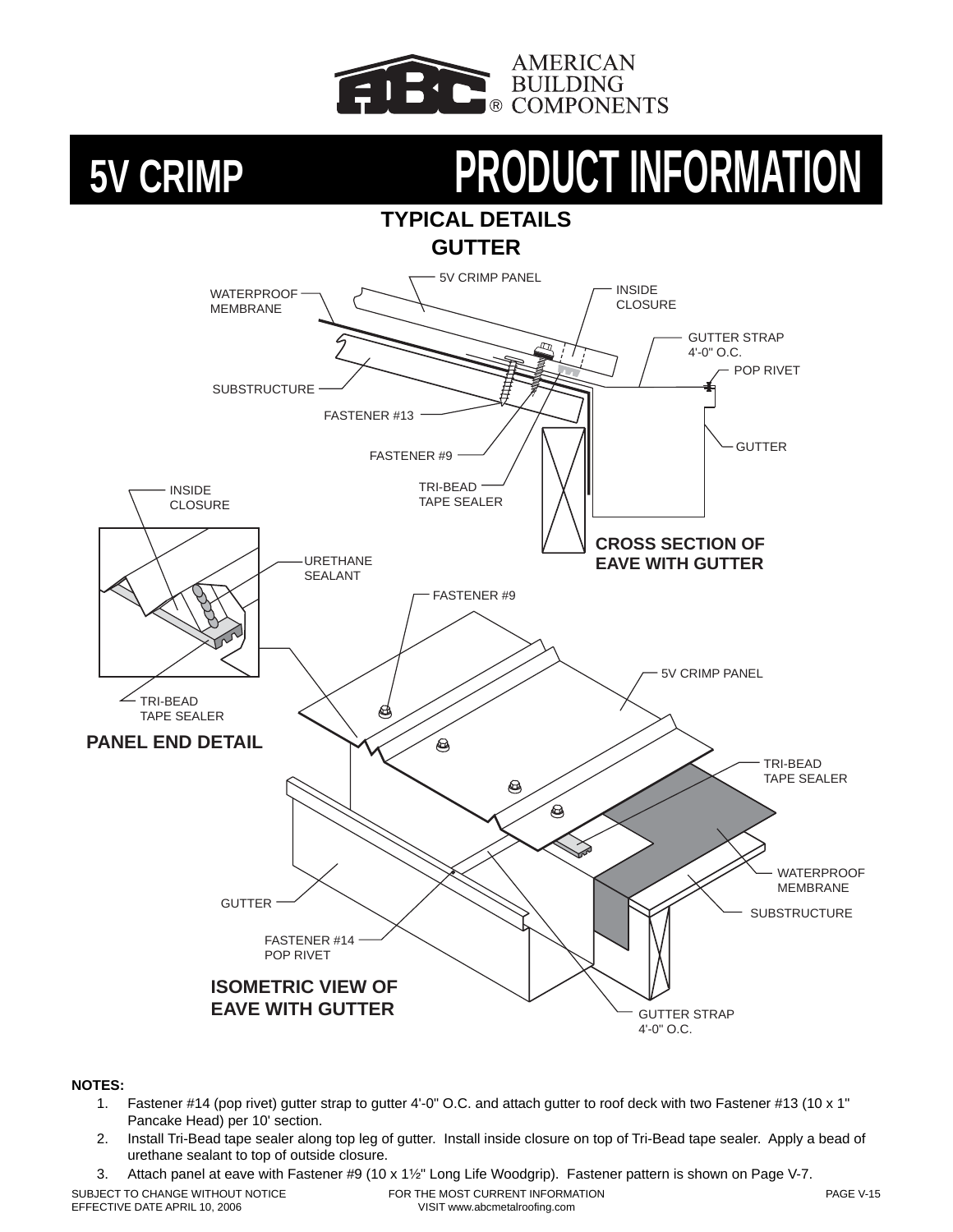# 5V CRIMP PRODUCT INFORMATION

## TYPICAL DETAILS
## GUTTER

**CROSS SECTION OF EAVE WITH GUTTER**

**PANEL END DETAIL**

**ISOMETRIC VIEW OF EAVE WITH GUTTER**

**NOTES:**

1. Fastener #14 (pop rivet) gutter strap to gutter 4'-0" O.C. and attach gutter to roof deck with two Fastener #13 (10 x 1" Pancake Head) per 10' section.
2. Install Tri-Bead tape sealer along top leg of gutter. Install inside closure on top of Tri-Bead tape sealer. Apply a bead of urethane sealant to top of outside closure.
3. Attach panel at eave with Fastener #9 (10 x 1½" Long Life Woodgrip). Fastener pattern is shown on Page V-7.

SUBJECT TO CHANGE WITHOUT NOTICE
EFFECTIVE DATE APRIL 10, 2006

FOR THE MOST CURRENT INFORMATION
VISIT www.abcmetalroofing.com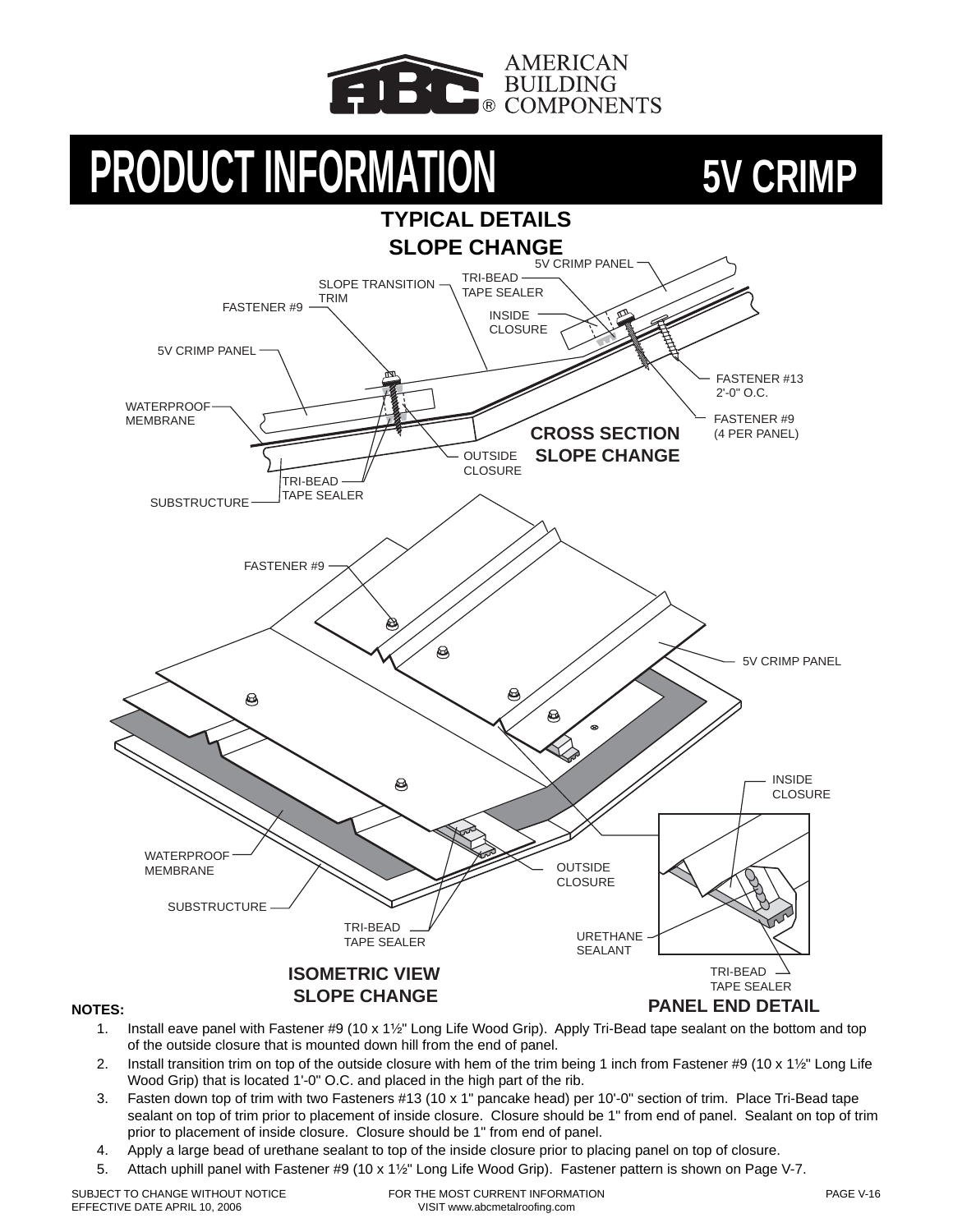# PRODUCT INFORMATION 5V CRIMP

## TYPICAL DETAILS

## SLOPE CHANGE

5V CRIMP PANEL
TRI-BEAD TAPE SEALER
SLOPE TRANSITION TRIM
FASTENER #9
INSIDE CLOSURE
5V CRIMP PANEL
FASTENER #13 2'-0" O.C.
WATERPROOF MEMBRANE
FASTENER #9 (4 PER PANEL)
OUTSIDE CLOSURE
TRI-BEAD TAPE SEALER
SUBSTRUCTURE

**CROSS SECTION SLOPE CHANGE**

FASTENER #9
5V CRIMP PANEL
INSIDE CLOSURE
WATERPROOF MEMBRANE
OUTSIDE CLOSURE
SUBSTRUCTURE
URETHANE SEALANT
TRI-BEAD TAPE SEALER
TRI-BEAD TAPE SEALER

**ISOMETRIC VIEW SLOPE CHANGE**

**PANEL END DETAIL**

**NOTES:**

1. Install eave panel with Fastener #9 (10 x 1½" Long Life Wood Grip). Apply Tri-Bead tape sealant on the bottom and top of the outside closure that is mounted down hill from the end of panel.
2. Install transition trim on top of the outside closure with hem of the trim being 1 inch from Fastener #9 (10 x 1½" Long Life Wood Grip) that is located 1'-0" O.C. and placed in the high part of the rib.
3. Fasten down top of trim with two Fasteners #13 (10 x 1" pancake head) per 10'-0" section of trim. Place Tri-Bead tape sealant on top of trim prior to placement of inside closure. Closure should be 1" from end of panel. Sealant on top of trim prior to placement of inside closure. Closure should be 1" from end of panel.
4. Apply a large bead of urethane sealant to top of the inside closure prior to placing panel on top of closure.
5. Attach uphill panel with Fastener #9 (10 x 1½" Long Life Wood Grip). Fastener pattern is shown on Page V-7.

SUBJECT TO CHANGE WITHOUT NOTICE
EFFECTIVE DATE APRIL 10, 2006

FOR THE MOST CURRENT INFORMATION
VISIT www.abcmetalroofing.com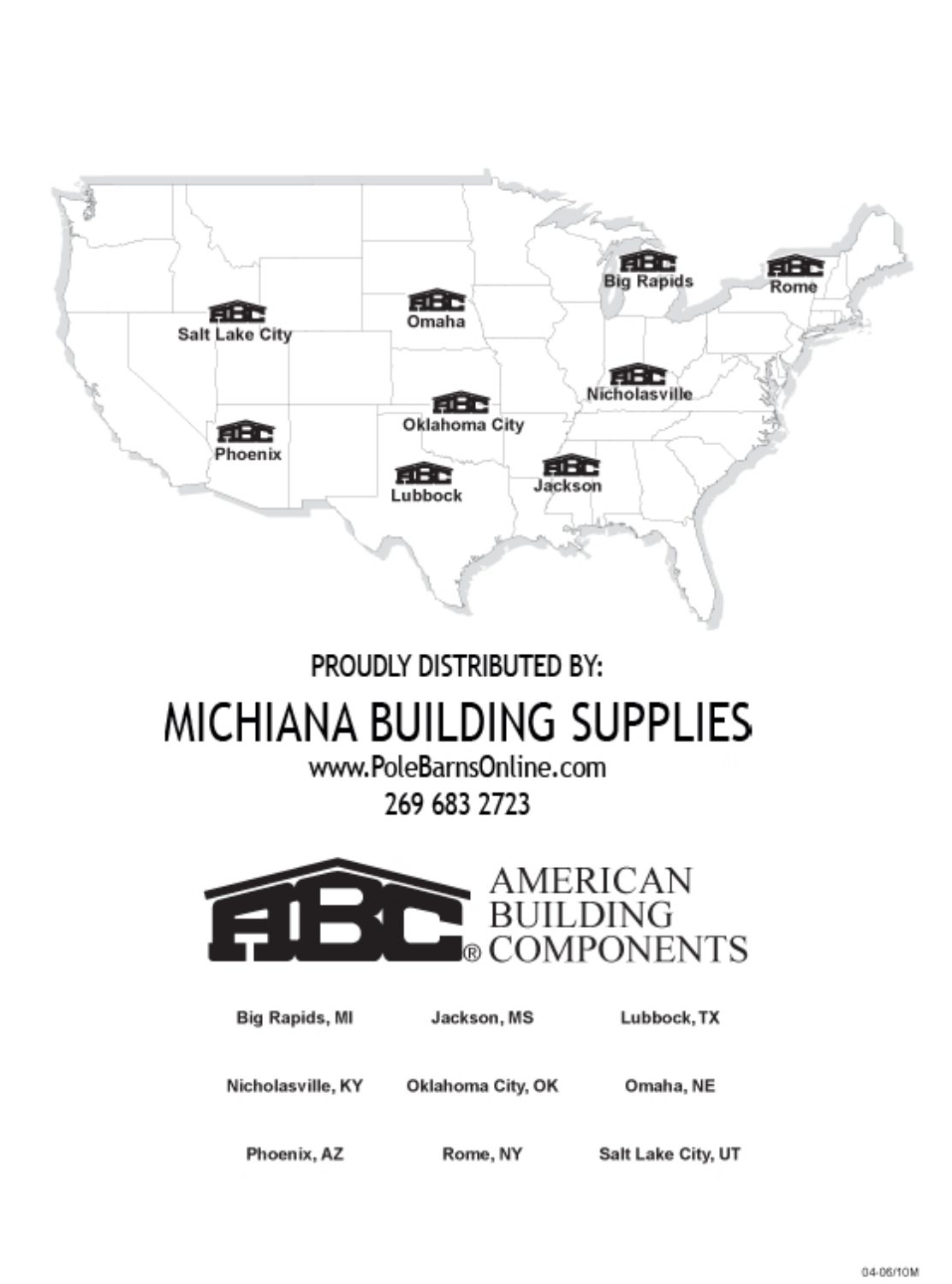Big Rapids

Rome

Salt Lake City

Omaha

Nicholasville

Oklahoma City

Phoenix

Lubbock

Jackson

PROUDLY DISTRIBUTED BY:

# MICHIANA BUILDING SUPPLIES

www.PoleBarnsOnline.com

269 683 2723

ABC® AMERICAN BUILDING COMPONENTS

| | | |
|---|---|---|
| Big Rapids, MI | Jackson, MS | Lubbock, TX |
| Nicholasville, KY | Oklahoma City, OK | Omaha, NE |
| Phoenix, AZ | Rome, NY | Salt Lake City, UT |

04-06/10M